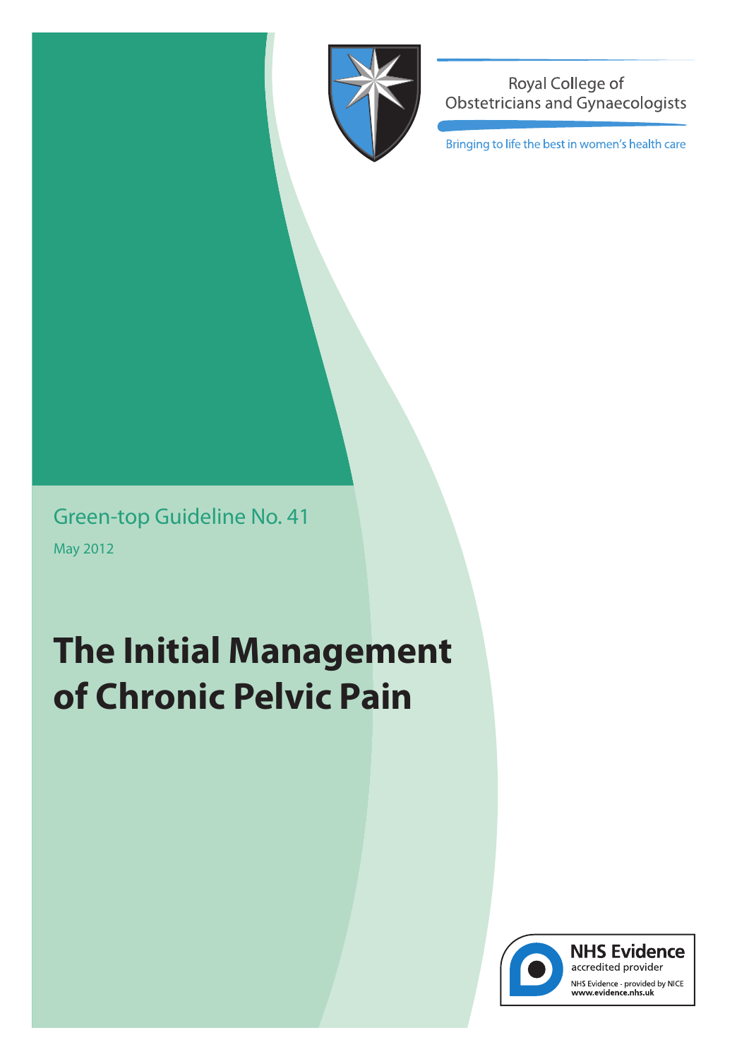Royal College of Obstetricians and Gynaecologists

Bringing to life the best in women's health care

Green-top Guideline No. 41

May 2012

# The Initial Management of Chronic Pelvic Pain

NHS Evidence
accredited provider

NHS Evidence - provided by NICE
www.evidence.nhs.uk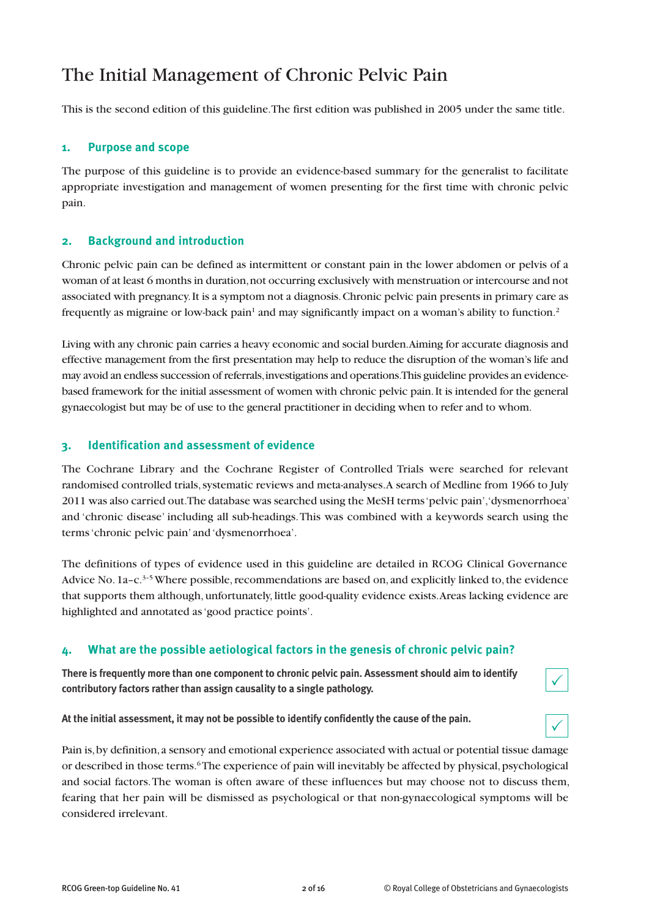# The Initial Management of Chronic Pelvic Pain

This is the second edition of this guideline. The first edition was published in 2005 under the same title.

## 1. Purpose and scope

The purpose of this guideline is to provide an evidence-based summary for the generalist to facilitate appropriate investigation and management of women presenting for the first time with chronic pelvic pain.

## 2. Background and introduction

Chronic pelvic pain can be defined as intermittent or constant pain in the lower abdomen or pelvis of a woman of at least 6 months in duration, not occurring exclusively with menstruation or intercourse and not associated with pregnancy. It is a symptom not a diagnosis. Chronic pelvic pain presents in primary care as frequently as migraine or low-back pain[1] and may significantly impact on a woman's ability to function.[2]

Living with any chronic pain carries a heavy economic and social burden. Aiming for accurate diagnosis and effective management from the first presentation may help to reduce the disruption of the woman's life and may avoid an endless succession of referrals, investigations and operations. This guideline provides an evidence-based framework for the initial assessment of women with chronic pelvic pain. It is intended for the general gynaecologist but may be of use to the general practitioner in deciding when to refer and to whom.

## 3. Identification and assessment of evidence

The Cochrane Library and the Cochrane Register of Controlled Trials were searched for relevant randomised controlled trials, systematic reviews and meta-analyses. A search of Medline from 1966 to July 2011 was also carried out. The database was searched using the MeSH terms 'pelvic pain', 'dysmenorrhoea' and 'chronic disease' including all sub-headings. This was combined with a keywords search using the terms 'chronic pelvic pain' and 'dysmenorrhoea'.

The definitions of types of evidence used in this guideline are detailed in RCOG Clinical Governance Advice No. 1a–c.[3–5] Where possible, recommendations are based on, and explicitly linked to, the evidence that supports them although, unfortunately, little good-quality evidence exists. Areas lacking evidence are highlighted and annotated as 'good practice points'.

## 4. What are the possible aetiological factors in the genesis of chronic pelvic pain?

**There is frequently more than one component to chronic pelvic pain. Assessment should aim to identify contributory factors rather than assign causality to a single pathology.** ✓

**At the initial assessment, it may not be possible to identify confidently the cause of the pain.** ✓

Pain is, by definition, a sensory and emotional experience associated with actual or potential tissue damage or described in those terms.[6] The experience of pain will inevitably be affected by physical, psychological and social factors. The woman is often aware of these influences but may choose not to discuss them, fearing that her pain will be dismissed as psychological or that non-gynaecological symptoms will be considered irrelevant.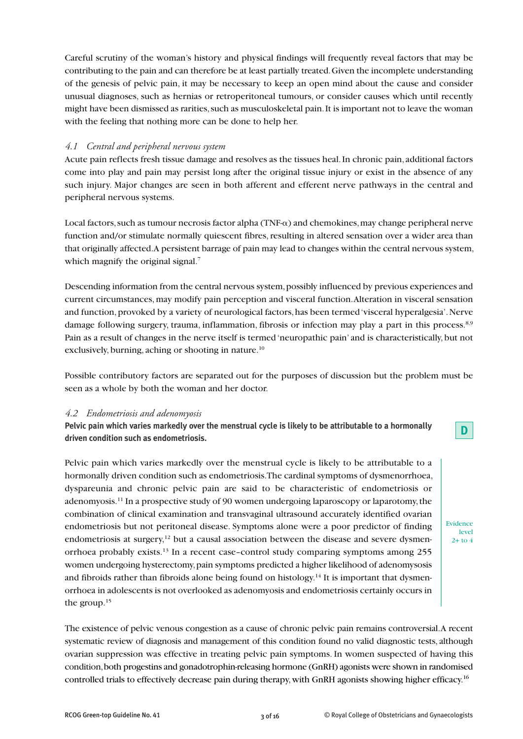Careful scrutiny of the woman's history and physical findings will frequently reveal factors that may be contributing to the pain and can therefore be at least partially treated. Given the incomplete understanding of the genesis of pelvic pain, it may be necessary to keep an open mind about the cause and consider unusual diagnoses, such as hernias or retroperitoneal tumours, or consider causes which until recently might have been dismissed as rarities, such as musculoskeletal pain. It is important not to leave the woman with the feeling that nothing more can be done to help her.

### *4.1 Central and peripheral nervous system*

Acute pain reflects fresh tissue damage and resolves as the tissues heal. In chronic pain, additional factors come into play and pain may persist long after the original tissue injury or exist in the absence of any such injury. Major changes are seen in both afferent and efferent nerve pathways in the central and peripheral nervous systems.

Local factors, such as tumour necrosis factor alpha (TNF-$\alpha$) and chemokines, may change peripheral nerve function and/or stimulate normally quiescent fibres, resulting in altered sensation over a wider area than that originally affected. A persistent barrage of pain may lead to changes within the central nervous system, which magnify the original signal.[7]

Descending information from the central nervous system, possibly influenced by previous experiences and current circumstances, may modify pain perception and visceral function. Alteration in visceral sensation and function, provoked by a variety of neurological factors, has been termed 'visceral hyperalgesia'. Nerve damage following surgery, trauma, inflammation, fibrosis or infection may play a part in this process.[8,9] Pain as a result of changes in the nerve itself is termed 'neuropathic pain' and is characteristically, but not exclusively, burning, aching or shooting in nature.[10]

Possible contributory factors are separated out for the purposes of discussion but the problem must be seen as a whole by both the woman and her doctor.

### *4.2 Endometriosis and adenomyosis*

**Pelvic pain which varies markedly over the menstrual cycle is likely to be attributable to a hormonally driven condition such as endometriosis.**

**D**

Pelvic pain which varies markedly over the menstrual cycle is likely to be attributable to a hormonally driven condition such as endometriosis. The cardinal symptoms of dysmenorrhoea, dyspareunia and chronic pelvic pain are said to be characteristic of endometriosis or adenomyosis.[11] In a prospective study of 90 women undergoing laparoscopy or laparotomy, the combination of clinical examination and transvaginal ultrasound accurately identified ovarian endometriosis but not peritoneal disease. Symptoms alone were a poor predictor of finding endometriosis at surgery,[12] but a causal association between the disease and severe dysmenorrhoea probably exists.[13] In a recent case–control study comparing symptoms among 255 women undergoing hysterectomy, pain symptoms predicted a higher likelihood of adenomysosis and fibroids rather than fibroids alone being found on histology.[14] It is important that dysmenorrhoea in adolescents is not overlooked as adenomyosis and endometriosis certainly occurs in the group.[15]

Evidence level 2+ to 4

The existence of pelvic venous congestion as a cause of chronic pelvic pain remains controversial. A recent systematic review of diagnosis and management of this condition found no valid diagnostic tests, although ovarian suppression was effective in treating pelvic pain symptoms. In women suspected of having this condition, both progestins and gonadotrophin-releasing hormone (GnRH) agonists were shown in randomised controlled trials to effectively decrease pain during therapy, with GnRH agonists showing higher efficacy.[16]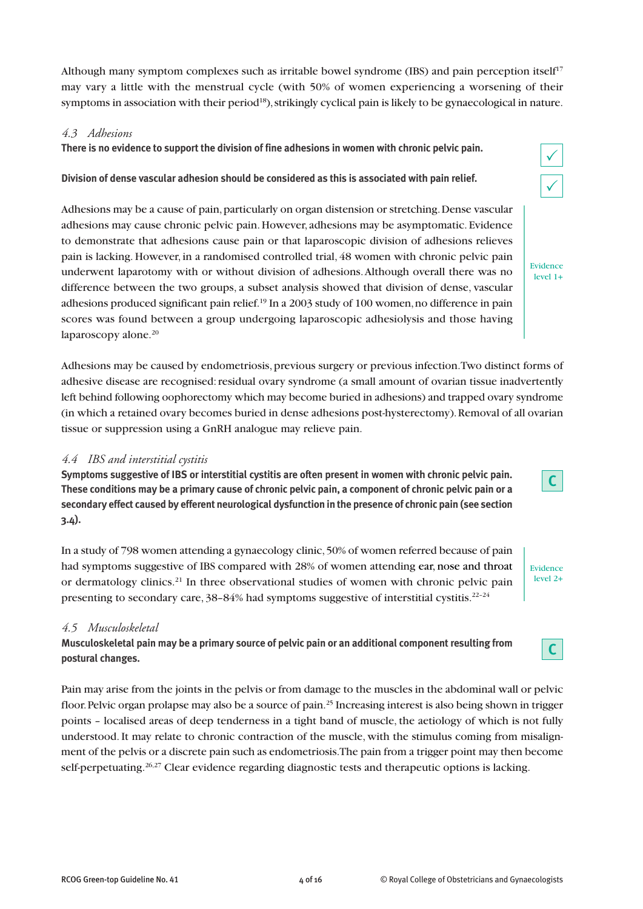Although many symptom complexes such as irritable bowel syndrome (IBS) and pain perception itself[17] may vary a little with the menstrual cycle (with 50% of women experiencing a worsening of their symptoms in association with their period[18]), strikingly cyclical pain is likely to be gynaecological in nature.

### 4.3 Adhesions

**There is no evidence to support the division of fine adhesions in women with chronic pelvic pain.**

✓

**Division of dense vascular adhesion should be considered as this is associated with pain relief.**

✓

Adhesions may be a cause of pain, particularly on organ distension or stretching. Dense vascular adhesions may cause chronic pelvic pain. However, adhesions may be asymptomatic. Evidence to demonstrate that adhesions cause pain or that laparoscopic division of adhesions relieves pain is lacking. However, in a randomised controlled trial, 48 women with chronic pelvic pain underwent laparotomy with or without division of adhesions. Although overall there was no difference between the two groups, a subset analysis showed that division of dense, vascular adhesions produced significant pain relief.[19] In a 2003 study of 100 women, no difference in pain scores was found between a group undergoing laparoscopic adhesiolysis and those having laparoscopy alone.[20]

Evidence level 1+

Adhesions may be caused by endometriosis, previous surgery or previous infection. Two distinct forms of adhesive disease are recognised: residual ovary syndrome (a small amount of ovarian tissue inadvertently left behind following oophorectomy which may become buried in adhesions) and trapped ovary syndrome (in which a retained ovary becomes buried in dense adhesions post-hysterectomy). Removal of all ovarian tissue or suppression using a GnRH analogue may relieve pain.

### 4.4 IBS and interstitial cystitis

**Symptoms suggestive of IBS or interstitial cystitis are often present in women with chronic pelvic pain. These conditions may be a primary cause of chronic pelvic pain, a component of chronic pelvic pain or a secondary effect caused by efferent neurological dysfunction in the presence of chronic pain (see section 3.4).**

C

In a study of 798 women attending a gynaecology clinic, 50% of women referred because of pain had symptoms suggestive of IBS compared with 28% of women attending ear, nose and throat or dermatology clinics.[21] In three observational studies of women with chronic pelvic pain presenting to secondary care, 38–84% had symptoms suggestive of interstitial cystitis.[22–24]

Evidence level 2+

### 4.5 Musculoskeletal

**Musculoskeletal pain may be a primary source of pelvic pain or an additional component resulting from postural changes.**

C

Pain may arise from the joints in the pelvis or from damage to the muscles in the abdominal wall or pelvic floor. Pelvic organ prolapse may also be a source of pain.[25] Increasing interest is also being shown in trigger points – localised areas of deep tenderness in a tight band of muscle, the aetiology of which is not fully understood. It may relate to chronic contraction of the muscle, with the stimulus coming from misalignment of the pelvis or a discrete pain such as endometriosis. The pain from a trigger point may then become self-perpetuating.[26,27] Clear evidence regarding diagnostic tests and therapeutic options is lacking.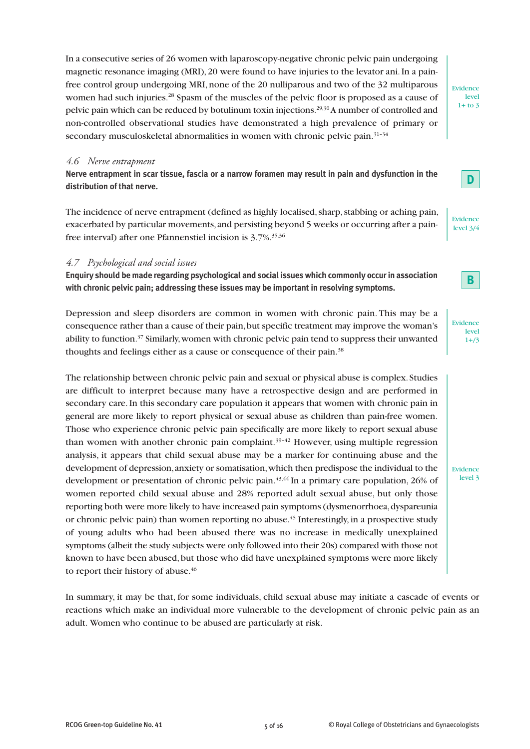In a consecutive series of 26 women with laparoscopy-negative chronic pelvic pain undergoing magnetic resonance imaging (MRI), 20 were found to have injuries to the levator ani. In a pain-free control group undergoing MRI, none of the 20 nulliparous and two of the 32 multiparous women had such injuries.[28] Spasm of the muscles of the pelvic floor is proposed as a cause of pelvic pain which can be reduced by botulinum toxin injections.[29,30] A number of controlled and non-controlled observational studies have demonstrated a high prevalence of primary or secondary musculoskeletal abnormalities in women with chronic pelvic pain.[31–34]

Evidence level 1+ to 3

### *4.6 Nerve entrapment*

**Nerve entrapment in scar tissue, fascia or a narrow foramen may result in pain and dysfunction in the distribution of that nerve.**

**D**

The incidence of nerve entrapment (defined as highly localised, sharp, stabbing or aching pain, exacerbated by particular movements, and persisting beyond 5 weeks or occurring after a pain-free interval) after one Pfannenstiel incision is 3.7%.[35,36]

Evidence level 3/4

### *4.7 Psychological and social issues*

**Enquiry should be made regarding psychological and social issues which commonly occur in association with chronic pelvic pain; addressing these issues may be important in resolving symptoms.**

**B**

Depression and sleep disorders are common in women with chronic pain. This may be a consequence rather than a cause of their pain, but specific treatment may improve the woman's ability to function.[37] Similarly, women with chronic pelvic pain tend to suppress their unwanted thoughts and feelings either as a cause or consequence of their pain.[38]

Evidence level 1+/3

The relationship between chronic pelvic pain and sexual or physical abuse is complex. Studies are difficult to interpret because many have a retrospective design and are performed in secondary care. In this secondary care population it appears that women with chronic pain in general are more likely to report physical or sexual abuse as children than pain-free women. Those who experience chronic pelvic pain specifically are more likely to report sexual abuse than women with another chronic pain complaint.[39–42] However, using multiple regression analysis, it appears that child sexual abuse may be a marker for continuing abuse and the development of depression, anxiety or somatisation, which then predispose the individual to the development or presentation of chronic pelvic pain.[43,44] In a primary care population, 26% of women reported child sexual abuse and 28% reported adult sexual abuse, but only those reporting both were more likely to have increased pain symptoms (dysmenorrhoea, dyspareunia or chronic pelvic pain) than women reporting no abuse.[45] Interestingly, in a prospective study of young adults who had been abused there was no increase in medically unexplained symptoms (albeit the study subjects were only followed into their 20s) compared with those not known to have been abused, but those who did have unexplained symptoms were more likely to report their history of abuse.[46]

Evidence level 3

In summary, it may be that, for some individuals, child sexual abuse may initiate a cascade of events or reactions which make an individual more vulnerable to the development of chronic pelvic pain as an adult. Women who continue to be abused are particularly at risk.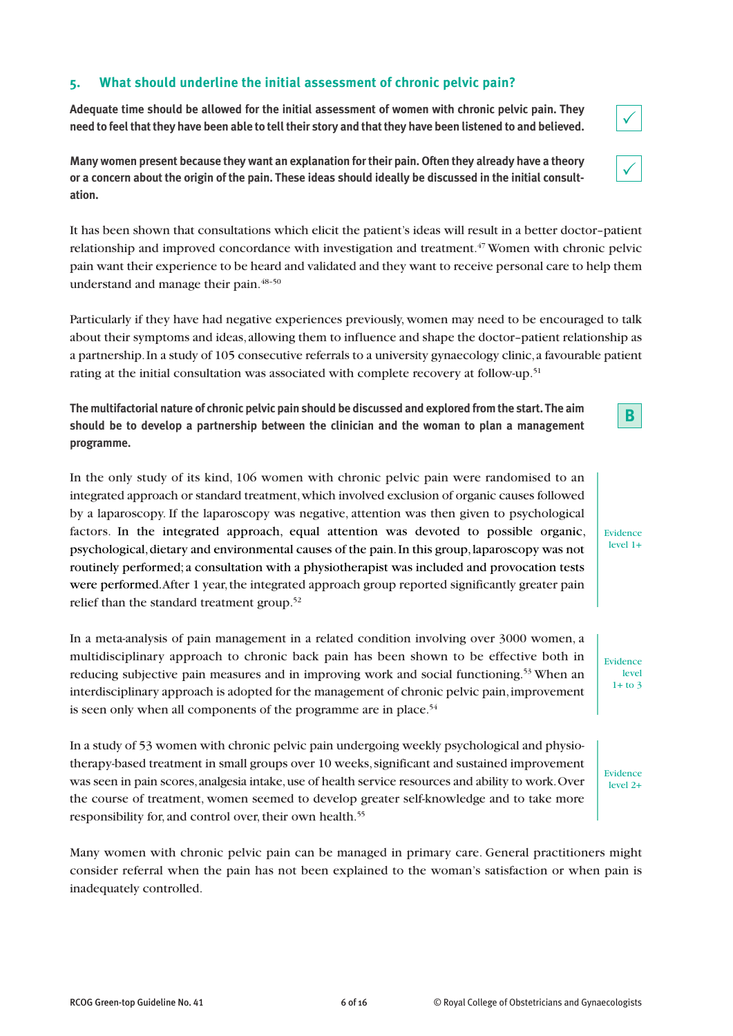## 5. What should underline the initial assessment of chronic pelvic pain?

**Adequate time should be allowed for the initial assessment of women with chronic pelvic pain. They need to feel that they have been able to tell their story and that they have been listened to and believed.**

✓

**Many women present because they want an explanation for their pain. Often they already have a theory or a concern about the origin of the pain. These ideas should ideally be discussed in the initial consultation.**

✓

It has been shown that consultations which elicit the patient's ideas will result in a better doctor–patient relationship and improved concordance with investigation and treatment.[47] Women with chronic pelvic pain want their experience to be heard and validated and they want to receive personal care to help them understand and manage their pain.[48–50]

Particularly if they have had negative experiences previously, women may need to be encouraged to talk about their symptoms and ideas, allowing them to influence and shape the doctor–patient relationship as a partnership. In a study of 105 consecutive referrals to a university gynaecology clinic, a favourable patient rating at the initial consultation was associated with complete recovery at follow-up.[51]

**The multifactorial nature of chronic pelvic pain should be discussed and explored from the start. The aim should be to develop a partnership between the clinician and the woman to plan a management programme.**

**B**

In the only study of its kind, 106 women with chronic pelvic pain were randomised to an integrated approach or standard treatment, which involved exclusion of organic causes followed by a laparoscopy. If the laparoscopy was negative, attention was then given to psychological factors. In the integrated approach, equal attention was devoted to possible organic, psychological, dietary and environmental causes of the pain. In this group, laparoscopy was not routinely performed; a consultation with a physiotherapist was included and provocation tests were performed. After 1 year, the integrated approach group reported significantly greater pain relief than the standard treatment group.[52]

Evidence level 1+

In a meta-analysis of pain management in a related condition involving over 3000 women, a multidisciplinary approach to chronic back pain has been shown to be effective both in reducing subjective pain measures and in improving work and social functioning.[53] When an interdisciplinary approach is adopted for the management of chronic pelvic pain, improvement is seen only when all components of the programme are in place.[54]

Evidence level 1+ to 3

In a study of 53 women with chronic pelvic pain undergoing weekly psychological and physiotherapy-based treatment in small groups over 10 weeks, significant and sustained improvement was seen in pain scores, analgesia intake, use of health service resources and ability to work. Over the course of treatment, women seemed to develop greater self-knowledge and to take more responsibility for, and control over, their own health.[55]

Evidence level 2+

Many women with chronic pelvic pain can be managed in primary care. General practitioners might consider referral when the pain has not been explained to the woman's satisfaction or when pain is inadequately controlled.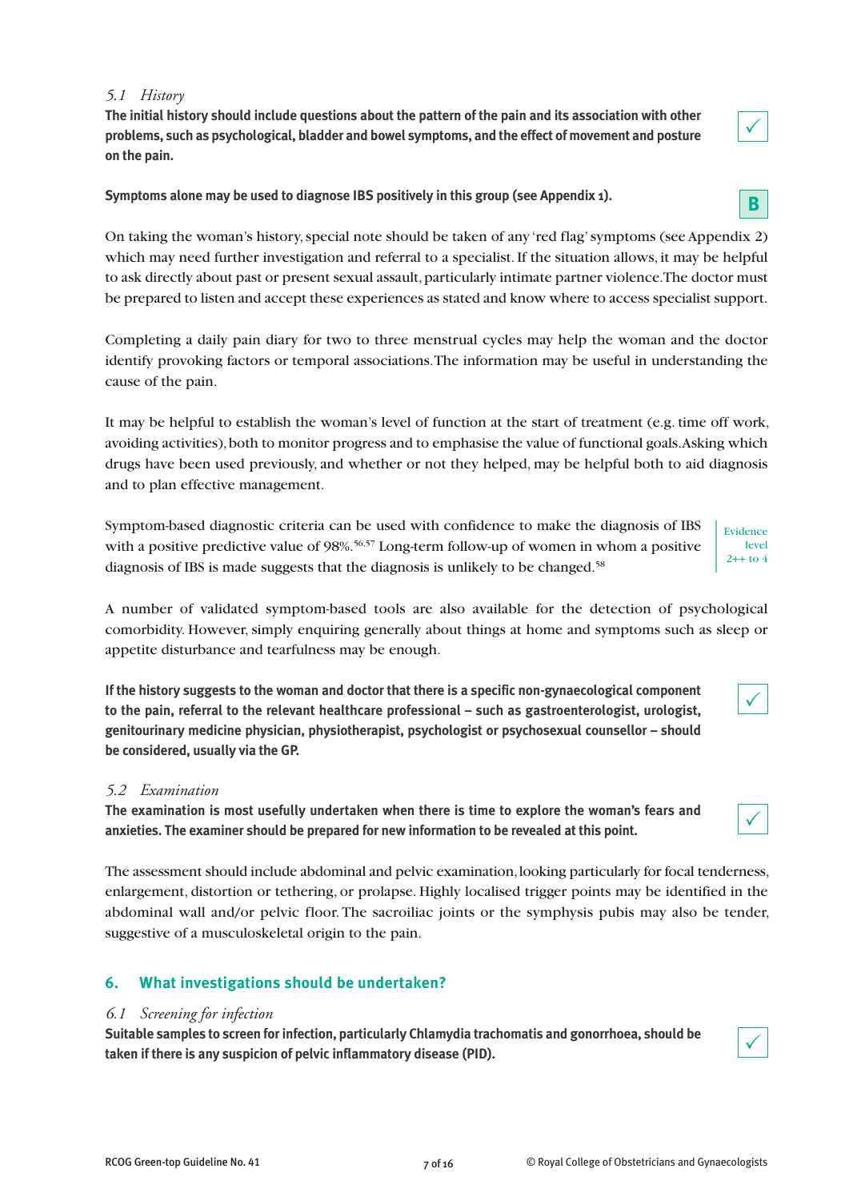### *5.1 History*

**The initial history should include questions about the pattern of the pain and its association with other problems, such as psychological, bladder and bowel symptoms, and the effect of movement and posture on the pain.** ✓

**Symptoms alone may be used to diagnose IBS positively in this group (see Appendix 1).** B

On taking the woman's history, special note should be taken of any 'red flag' symptoms (see Appendix 2) which may need further investigation and referral to a specialist. If the situation allows, it may be helpful to ask directly about past or present sexual assault, particularly intimate partner violence. The doctor must be prepared to listen and accept these experiences as stated and know where to access specialist support.

Completing a daily pain diary for two to three menstrual cycles may help the woman and the doctor identify provoking factors or temporal associations. The information may be useful in understanding the cause of the pain.

It may be helpful to establish the woman's level of function at the start of treatment (e.g. time off work, avoiding activities), both to monitor progress and to emphasise the value of functional goals. Asking which drugs have been used previously, and whether or not they helped, may be helpful both to aid diagnosis and to plan effective management.

Symptom-based diagnostic criteria can be used with confidence to make the diagnosis of IBS with a positive predictive value of 98%.[56,57] Long-term follow-up of women in whom a positive diagnosis of IBS is made suggests that the diagnosis is unlikely to be changed.[58]

Evidence level 2++ to 4

A number of validated symptom-based tools are also available for the detection of psychological comorbidity. However, simply enquiring generally about things at home and symptoms such as sleep or appetite disturbance and tearfulness may be enough.

**If the history suggests to the woman and doctor that there is a specific non-gynaecological component to the pain, referral to the relevant healthcare professional – such as gastroenterologist, urologist, genitourinary medicine physician, physiotherapist, psychologist or psychosexual counsellor – should be considered, usually via the GP.** ✓

### *5.2 Examination*

**The examination is most usefully undertaken when there is time to explore the woman's fears and anxieties. The examiner should be prepared for new information to be revealed at this point.** ✓

The assessment should include abdominal and pelvic examination, looking particularly for focal tenderness, enlargement, distortion or tethering, or prolapse. Highly localised trigger points may be identified in the abdominal wall and/or pelvic floor. The sacroiliac joints or the symphysis pubis may also be tender, suggestive of a musculoskeletal origin to the pain.

## 6. What investigations should be undertaken?

### *6.1 Screening for infection*

**Suitable samples to screen for infection, particularly Chlamydia trachomatis and gonorrhoea, should be taken if there is any suspicion of pelvic inflammatory disease (PID).** ✓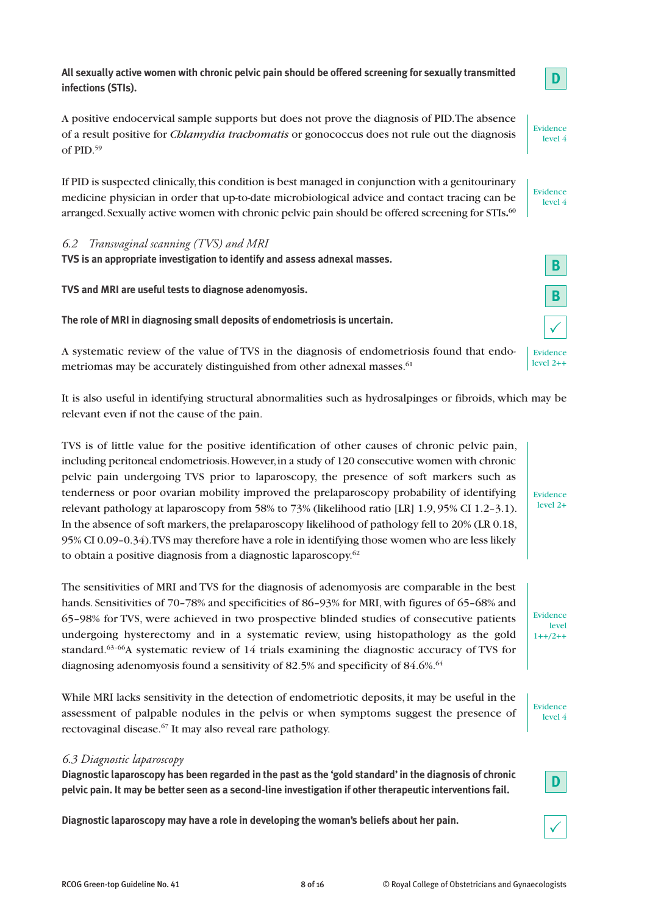**All sexually active women with chronic pelvic pain should be offered screening for sexually transmitted infections (STIs).**

D

A positive endocervical sample supports but does not prove the diagnosis of PID. The absence of a result positive for *Chlamydia trachomatis* or gonococcus does not rule out the diagnosis of PID.[59]

Evidence level 4

If PID is suspected clinically, this condition is best managed in conjunction with a genitourinary medicine physician in order that up-to-date microbiological advice and contact tracing can be arranged. Sexually active women with chronic pelvic pain should be offered screening for STIs.[60]

Evidence level 4

### *6.2 Transvaginal scanning (TVS) and MRI*

**TVS is an appropriate investigation to identify and assess adnexal masses.**

B

**TVS and MRI are useful tests to diagnose adenomyosis.**

B

**The role of MRI in diagnosing small deposits of endometriosis is uncertain.**

✓

A systematic review of the value of TVS in the diagnosis of endometriosis found that endometriomas may be accurately distinguished from other adnexal masses.[61]

Evidence level 2++

It is also useful in identifying structural abnormalities such as hydrosalpinges or fibroids, which may be relevant even if not the cause of the pain.

TVS is of little value for the positive identification of other causes of chronic pelvic pain, including peritoneal endometriosis. However, in a study of 120 consecutive women with chronic pelvic pain undergoing TVS prior to laparoscopy, the presence of soft markers such as tenderness or poor ovarian mobility improved the prelaparoscopy probability of identifying relevant pathology at laparoscopy from 58% to 73% (likelihood ratio [LR] 1.9, 95% CI 1.2–3.1). In the absence of soft markers, the prelaparoscopy likelihood of pathology fell to 20% (LR 0.18, 95% CI 0.09–0.34). TVS may therefore have a role in identifying those women who are less likely to obtain a positive diagnosis from a diagnostic laparoscopy.[62]

Evidence level 2+

The sensitivities of MRI and TVS for the diagnosis of adenomyosis are comparable in the best hands. Sensitivities of 70–78% and specificities of 86–93% for MRI, with figures of 65–68% and 65–98% for TVS, were achieved in two prospective blinded studies of consecutive patients undergoing hysterectomy and in a systematic review, using histopathology as the gold standard.[63–66] A systematic review of 14 trials examining the diagnostic accuracy of TVS for diagnosing adenomyosis found a sensitivity of 82.5% and specificity of 84.6%.[64]

Evidence level 1++/2++

While MRI lacks sensitivity in the detection of endometriotic deposits, it may be useful in the assessment of palpable nodules in the pelvis or when symptoms suggest the presence of rectovaginal disease.[67] It may also reveal rare pathology.

Evidence level 4

### *6.3 Diagnostic laparoscopy*

**Diagnostic laparoscopy has been regarded in the past as the 'gold standard' in the diagnosis of chronic pelvic pain. It may be better seen as a second-line investigation if other therapeutic interventions fail.**

D

**Diagnostic laparoscopy may have a role in developing the woman's beliefs about her pain.**

✓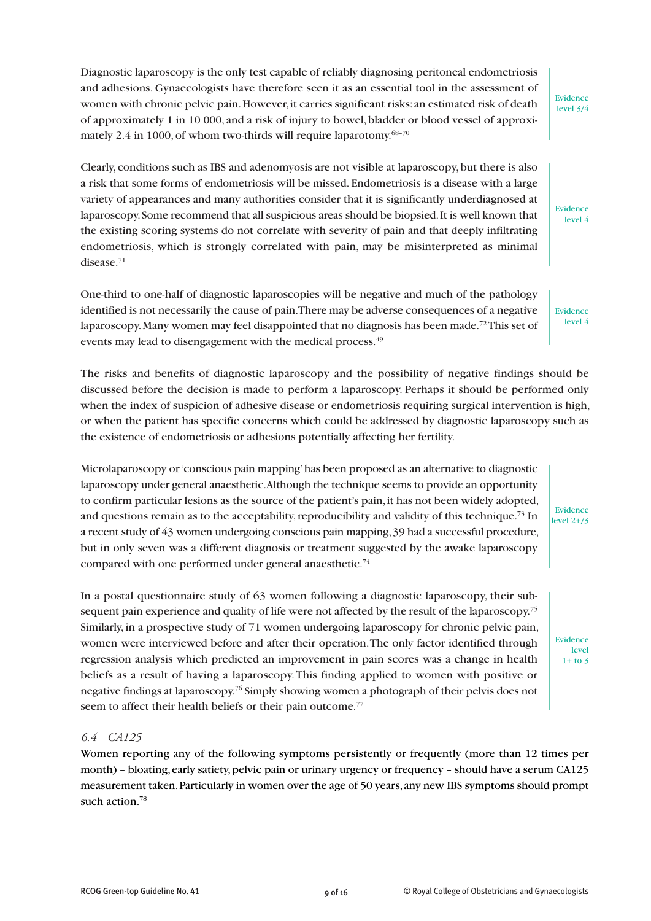Diagnostic laparoscopy is the only test capable of reliably diagnosing peritoneal endometriosis and adhesions. Gynaecologists have therefore seen it as an essential tool in the assessment of women with chronic pelvic pain. However, it carries significant risks: an estimated risk of death of approximately 1 in 10 000, and a risk of injury to bowel, bladder or blood vessel of approximately 2.4 in 1000, of whom two-thirds will require laparotomy.[68–70]

Evidence level 3/4

Clearly, conditions such as IBS and adenomyosis are not visible at laparoscopy, but there is also a risk that some forms of endometriosis will be missed. Endometriosis is a disease with a large variety of appearances and many authorities consider that it is significantly underdiagnosed at laparoscopy. Some recommend that all suspicious areas should be biopsied. It is well known that the existing scoring systems do not correlate with severity of pain and that deeply infiltrating endometriosis, which is strongly correlated with pain, may be misinterpreted as minimal disease.[71]

Evidence level 4

One-third to one-half of diagnostic laparoscopies will be negative and much of the pathology identified is not necessarily the cause of pain. There may be adverse consequences of a negative laparoscopy. Many women may feel disappointed that no diagnosis has been made.[72] This set of events may lead to disengagement with the medical process.[49]

Evidence level 4

The risks and benefits of diagnostic laparoscopy and the possibility of negative findings should be discussed before the decision is made to perform a laparoscopy. Perhaps it should be performed only when the index of suspicion of adhesive disease or endometriosis requiring surgical intervention is high, or when the patient has specific concerns which could be addressed by diagnostic laparoscopy such as the existence of endometriosis or adhesions potentially affecting her fertility.

Microlaparoscopy or 'conscious pain mapping' has been proposed as an alternative to diagnostic laparoscopy under general anaesthetic. Although the technique seems to provide an opportunity to confirm particular lesions as the source of the patient's pain, it has not been widely adopted, and questions remain as to the acceptability, reproducibility and validity of this technique.[73] In a recent study of 43 women undergoing conscious pain mapping, 39 had a successful procedure, but in only seven was a different diagnosis or treatment suggested by the awake laparoscopy compared with one performed under general anaesthetic.[74]

Evidence level 2+/3

In a postal questionnaire study of 63 women following a diagnostic laparoscopy, their subsequent pain experience and quality of life were not affected by the result of the laparoscopy.[75] Similarly, in a prospective study of 71 women undergoing laparoscopy for chronic pelvic pain, women were interviewed before and after their operation. The only factor identified through regression analysis which predicted an improvement in pain scores was a change in health beliefs as a result of having a laparoscopy. This finding applied to women with positive or negative findings at laparoscopy.[76] Simply showing women a photograph of their pelvis does not seem to affect their health beliefs or their pain outcome.[77]

Evidence level 1+ to 3

### *6.4 CA125*

Women reporting any of the following symptoms persistently or frequently (more than 12 times per month) – bloating, early satiety, pelvic pain or urinary urgency or frequency – should have a serum CA125 measurement taken. Particularly in women over the age of 50 years, any new IBS symptoms should prompt such action.[78]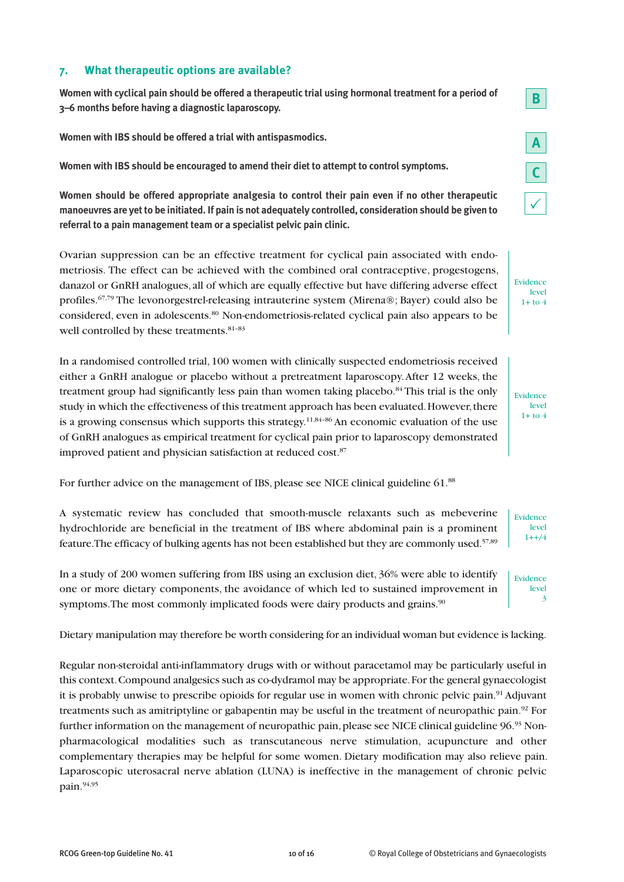## 7. What therapeutic options are available?

**Women with cyclical pain should be offered a therapeutic trial using hormonal treatment for a period of 3–6 months before having a diagnostic laparoscopy.** B

**Women with IBS should be offered a trial with antispasmodics.** A

**Women with IBS should be encouraged to amend their diet to attempt to control symptoms.** C

**Women should be offered appropriate analgesia to control their pain even if no other therapeutic manoeuvres are yet to be initiated. If pain is not adequately controlled, consideration should be given to referral to a pain management team or a specialist pelvic pain clinic.** ✓

Ovarian suppression can be an effective treatment for cyclical pain associated with endometriosis. The effect can be achieved with the combined oral contraceptive, progestogens, danazol or GnRH analogues, all of which are equally effective but have differing adverse effect profiles.[67,79] The levonorgestrel-releasing intrauterine system (Mirena®; Bayer) could also be considered, even in adolescents.[80] Non-endometriosis-related cyclical pain also appears to be well controlled by these treatments.[81–83]

Evidence level 1+ to 4

In a randomised controlled trial, 100 women with clinically suspected endometriosis received either a GnRH analogue or placebo without a pretreatment laparoscopy. After 12 weeks, the treatment group had significantly less pain than women taking placebo.[84] This trial is the only study in which the effectiveness of this treatment approach has been evaluated. However, there is a growing consensus which supports this strategy.[11,84–86] An economic evaluation of the use of GnRH analogues as empirical treatment for cyclical pain prior to laparoscopy demonstrated improved patient and physician satisfaction at reduced cost.[87]

Evidence level 1+ to 4

For further advice on the management of IBS, please see NICE clinical guideline 61.[88]

A systematic review has concluded that smooth-muscle relaxants such as mebeverine hydrochloride are beneficial in the treatment of IBS where abdominal pain is a prominent feature. The efficacy of bulking agents has not been established but they are commonly used.[57,89]

Evidence level 1++/4

In a study of 200 women suffering from IBS using an exclusion diet, 36% were able to identify one or more dietary components, the avoidance of which led to sustained improvement in symptoms. The most commonly implicated foods were dairy products and grains.[90]

Evidence level 3

Dietary manipulation may therefore be worth considering for an individual woman but evidence is lacking.

Regular non-steroidal anti-inflammatory drugs with or without paracetamol may be particularly useful in this context. Compound analgesics such as co-dydramol may be appropriate. For the general gynaecologist it is probably unwise to prescribe opioids for regular use in women with chronic pelvic pain.[91] Adjuvant treatments such as amitriptyline or gabapentin may be useful in the treatment of neuropathic pain.[92] For further information on the management of neuropathic pain, please see NICE clinical guideline 96.[93] Non-pharmacological modalities such as transcutaneous nerve stimulation, acupuncture and other complementary therapies may be helpful for some women. Dietary modification may also relieve pain. Laparoscopic uterosacral nerve ablation (LUNA) is ineffective in the management of chronic pelvic pain.[94,95]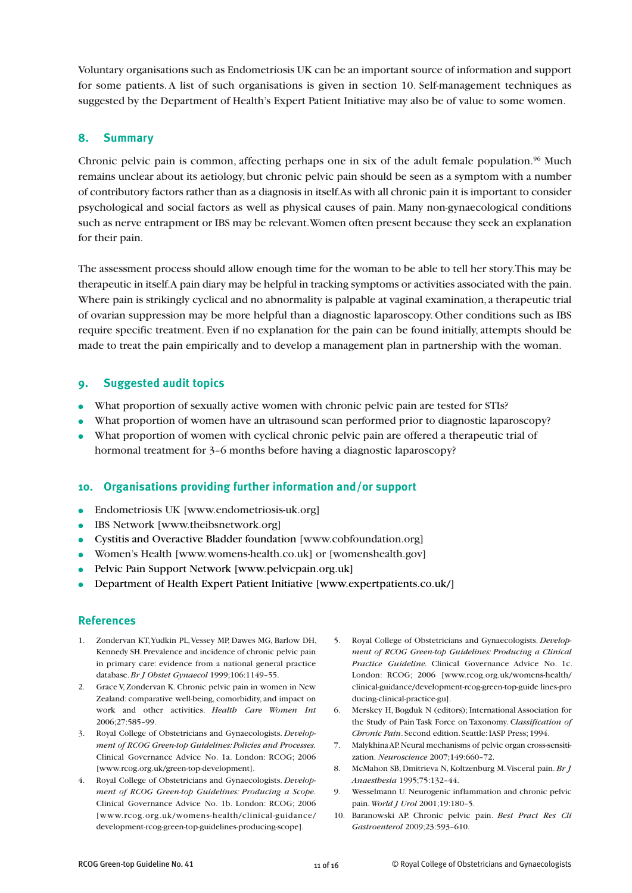Voluntary organisations such as Endometriosis UK can be an important source of information and support for some patients. A list of such organisations is given in section 10. Self-management techniques as suggested by the Department of Health's Expert Patient Initiative may also be of value to some women.

## 8. Summary

Chronic pelvic pain is common, affecting perhaps one in six of the adult female population.[96] Much remains unclear about its aetiology, but chronic pelvic pain should be seen as a symptom with a number of contributory factors rather than as a diagnosis in itself. As with all chronic pain it is important to consider psychological and social factors as well as physical causes of pain. Many non-gynaecological conditions such as nerve entrapment or IBS may be relevant. Women often present because they seek an explanation for their pain.

The assessment process should allow enough time for the woman to be able to tell her story. This may be therapeutic in itself. A pain diary may be helpful in tracking symptoms or activities associated with the pain. Where pain is strikingly cyclical and no abnormality is palpable at vaginal examination, a therapeutic trial of ovarian suppression may be more helpful than a diagnostic laparoscopy. Other conditions such as IBS require specific treatment. Even if no explanation for the pain can be found initially, attempts should be made to treat the pain empirically and to develop a management plan in partnership with the woman.

## 9. Suggested audit topics

- What proportion of sexually active women with chronic pelvic pain are tested for STIs?
- What proportion of women have an ultrasound scan performed prior to diagnostic laparoscopy?
- What proportion of women with cyclical chronic pelvic pain are offered a therapeutic trial of hormonal treatment for 3–6 months before having a diagnostic laparoscopy?

## 10. Organisations providing further information and/or support

- Endometriosis UK [www.endometriosis-uk.org]
- IBS Network [www.theibsnetwork.org]
- Cystitis and Overactive Bladder foundation [www.cobfoundation.org]
- Women's Health [www.womens-health.co.uk] or [womenshealth.gov]
- Pelvic Pain Support Network [www.pelvicpain.org.uk]
- Department of Health Expert Patient Initiative [www.expertpatients.co.uk/]

## References

1. Zondervan KT, Yudkin PL, Vessey MP, Dawes MG, Barlow DH, Kennedy SH. Prevalence and incidence of chronic pelvic pain in primary care: evidence from a national general practice database. *Br J Obstet Gynaecol* 1999;106:1149–55.
2. Grace V, Zondervan K. Chronic pelvic pain in women in New Zealand: comparative well-being, comorbidity, and impact on work and other activities. *Health Care Women Int* 2006;27:585–99.
3. Royal College of Obstetricians and Gynaecologists. *Development of RCOG Green-top Guidelines: Policies and Processes.* Clinical Governance Advice No. 1a. London: RCOG; 2006 [www.rcog.org.uk/green-top-development].
4. Royal College of Obstetricians and Gynaecologists. *Development of RCOG Green-top Guidelines: Producing a Scope.* Clinical Governance Advice No. 1b. London: RCOG; 2006 [www.rcog.org.uk/womens-health/clinical-guidance/development-rcog-green-top-guidelines-producing-scope].
5. Royal College of Obstetricians and Gynaecologists. *Development of RCOG Green-top Guidelines: Producing a Clinical Practice Guideline.* Clinical Governance Advice No. 1c. London: RCOG; 2006 [www.rcog.org.uk/womens-health/clinical-guidance/development-rcog-green-top-guide lines-producing-clinical-practice-gu].
6. Merskey H, Bogduk N (editors); International Association for the Study of Pain Task Force on Taxonomy. *Classification of Chronic Pain*. Second edition. Seattle: IASP Press; 1994.
7. Malykhina AP. Neural mechanisms of pelvic organ cross-sensitization. *Neuroscience* 2007;149:660–72.
8. McMahon SB, Dmitrieva N, Koltzenburg M. Visceral pain. *Br J Anaesthesia* 1995;75:132–44.
9. Wesselmann U. Neurogenic inflammation and chronic pelvic pain. *World J Urol* 2001;19:180–5.
10. Baranowski AP. Chronic pelvic pain. *Best Pract Res Cli Gastroenterol* 2009;23:593–610.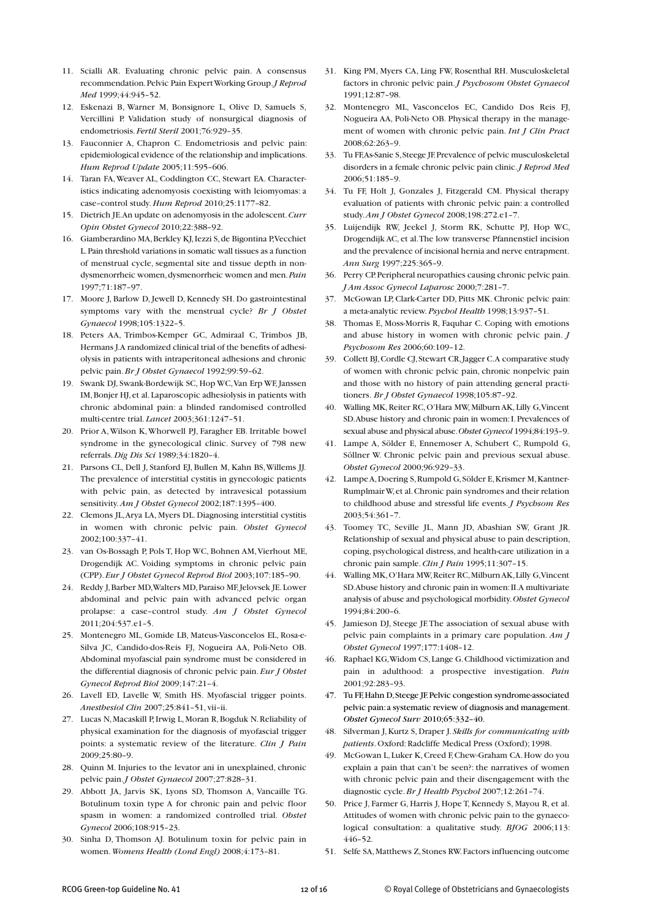11. Scialli AR. Evaluating chronic pelvic pain. A consensus recommendation. Pelvic Pain Expert Working Group. *J Reprod Med* 1999;44:945–52.
12. Eskenazi B, Warner M, Bonsignore L, Olive D, Samuels S, Vercillini P. Validation study of nonsurgical diagnosis of endometriosis. *Fertil Steril* 2001;76:929–35.
13. Fauconnier A, Chapron C. Endometriosis and pelvic pain: epidemiological evidence of the relationship and implications. *Hum Reprod Update* 2005;11:595–606.
14. Taran FA, Weaver AL, Coddington CC, Stewart EA. Characteristics indicating adenomyosis coexisting with leiomyomas: a case–control study. *Hum Reprod* 2010;25:1177–82.
15. Dietrich JE. An update on adenomyosis in the adolescent. *Curr Opin Obstet Gynecol* 2010;22:388–92.
16. Giamberardino MA, Berkley KJ, Iezzi S, de Bigontina P, Vecchiet L. Pain threshold variations in somatic wall tissues as a function of menstrual cycle, segmental site and tissue depth in non-dysmenorrheic women, dysmenorrheic women and men. *Pain* 1997;71:187–97.
17. Moore J, Barlow D, Jewell D, Kennedy SH. Do gastrointestinal symptoms vary with the menstrual cycle? *Br J Obstet Gynaecol* 1998;105:1322–5.
18. Peters AA, Trimbos-Kemper GC, Admiraal C, Trimbos JB, Hermans J. A randomized clinical trial of the benefits of adhesiolysis in patients with intraperitoneal adhesions and chronic pelvic pain. *Br J Obstet Gynaecol* 1992;99:59–62.
19. Swank DJ, Swank-Bordewijk SC, Hop WC, Van Erp WF, Janssen IM, Bonjer HJ, et al. Laparoscopic adhesiolysis in patients with chronic abdominal pain: a blinded randomised controlled multi-centre trial. *Lancet* 2003;361:1247–51.
20. Prior A, Wilson K, Whorwell PJ, Faragher EB. Irritable bowel syndrome in the gynecological clinic. Survey of 798 new referrals. *Dig Dis Sci* 1989;34:1820–4.
21. Parsons CL, Dell J, Stanford EJ, Bullen M, Kahn BS, Willems JJ. The prevalence of interstitial cystitis in gynecologic patients with pelvic pain, as detected by intravesical potassium sensitivity. *Am J Obstet Gynecol* 2002;187:1395–400.
22. Clemons JL, Arya LA, Myers DL. Diagnosing interstitial cystitis in women with chronic pelvic pain. *Obstet Gynecol* 2002;100:337–41.
23. van Os-Bossagh P, Pols T, Hop WC, Bohnen AM, Vierhout ME, Drogendijk AC. Voiding symptoms in chronic pelvic pain (CPP). *Eur J Obstet Gynecol Reprod Biol* 2003;107:185–90.
24. Reddy J, Barber MD, Walters MD, Paraiso MF, Jelovsek JE. Lower abdominal and pelvic pain with advanced pelvic organ prolapse: a case–control study. *Am J Obstet Gynecol* 2011;204:537.e1–5.
25. Montenegro ML, Gomide LB, Mateus-Vasconcelos EL, Rosa-e-Silva JC, Candido-dos-Reis FJ, Nogueira AA, Poli-Neto OB. Abdominal myofascial pain syndrome must be considered in the differential diagnosis of chronic pelvic pain. *Eur J Obstet Gynecol Reprod Biol* 2009;147:21–4.
26. Lavell ED, Lavelle W, Smith HS. Myofascial trigger points. *Anesthesiol Clin* 2007;25:841–51, vii–ii.
27. Lucas N, Macaskill P, Irwig L, Moran R, Bogduk N. Reliability of physical examination for the diagnosis of myofascial trigger points: a systematic review of the literature. *Clin J Pain* 2009;25:80–9.
28. Quinn M. Injuries to the levator ani in unexplained, chronic pelvic pain. *J Obstet Gynaecol* 2007;27:828–31.
29. Abbott JA, Jarvis SK, Lyons SD, Thomson A, Vancaille TG. Botulinum toxin type A for chronic pain and pelvic floor spasm in women: a randomized controlled trial. *Obstet Gynecol* 2006;108:915–23.
30. Sinha D, Thomson AJ. Botulinum toxin for pelvic pain in women. *Womens Health (Lond Engl)* 2008;4:173–81.
31. King PM, Myers CA, Ling FW, Rosenthal RH. Musculoskeletal factors in chronic pelvic pain. *J Psychosom Obstet Gynaecol* 1991;12:87–98.
32. Montenegro ML, Vasconcelos EC, Candido Dos Reis FJ, Nogueira AA, Poli-Neto OB. Physical therapy in the management of women with chronic pelvic pain. *Int J Clin Pract* 2008;62:263–9.
33. Tu FF, As-Sanie S, Steege JF. Prevalence of pelvic musculoskeletal disorders in a female chronic pelvic pain clinic. *J Reprod Med* 2006;51:185–9.
34. Tu FF, Holt J, Gonzales J, Fitzgerald CM. Physical therapy evaluation of patients with chronic pelvic pain: a controlled study. *Am J Obstet Gynecol* 2008;198:272.e1–7.
35. Luijendijk RW, Jeekel J, Storm RK, Schutte PJ, Hop WC, Drogendijk AC, et al. The low transverse Pfannenstiel incision and the prevalence of incisional hernia and nerve entrapment. *Ann Surg* 1997;225:365–9.
36. Perry CP. Peripheral neuropathies causing chronic pelvic pain. *J Am Assoc Gynecol Laparosc* 2000;7:281–7.
37. McGowan LP, Clark-Carter DD, Pitts MK. Chronic pelvic pain: a meta-analytic review. *Psychol Health* 1998;13:937–51.
38. Thomas E, Moss-Morris R, Faquhar C. Coping with emotions and abuse history in women with chronic pelvic pain. *J Psychosom Res* 2006;60:109–12.
39. Collett BJ, Cordle CJ, Stewart CR, Jagger C. A comparative study of women with chronic pelvic pain, chronic nonpelvic pain and those with no history of pain attending general practitioners. *Br J Obstet Gynaecol* 1998;105:87–92.
40. Walling MK, Reiter RC, O'Hara MW, Milburn AK, Lilly G, Vincent SD. Abuse history and chronic pain in women: I. Prevalences of sexual abuse and physical abuse. *Obstet Gynecol* 1994;84:193–9.
41. Lampe A, Sölder E, Ennemoser A, Schubert C, Rumpold G, Söllner W. Chronic pelvic pain and previous sexual abuse. *Obstet Gynecol* 2000;96:929–33.
42. Lampe A, Doering S, Rumpold G, Sölder E, Krismer M, Kantner-Rumplmair W, et al. Chronic pain syndromes and their relation to childhood abuse and stressful life events. *J Psychosom Res* 2003;54:361–7.
43. Toomey TC, Seville JL, Mann JD, Abashian SW, Grant JR. Relationship of sexual and physical abuse to pain description, coping, psychological distress, and health-care utilization in a chronic pain sample. *Clin J Pain* 1995;11:307–15.
44. Walling MK, O'Hara MW, Reiter RC, Milburn AK, Lilly G, Vincent SD. Abuse history and chronic pain in women: II. A multivariate analysis of abuse and psychological morbidity. *Obstet Gynecol* 1994;84:200–6.
45. Jamieson DJ, Steege JF. The association of sexual abuse with pelvic pain complaints in a primary care population. *Am J Obstet Gynecol* 1997;177:1408–12.
46. Raphael KG, Widom CS, Lange G. Childhood victimization and pain in adulthood: a prospective investigation. *Pain* 2001;92:283–93.
47. Tu FF, Hahn D, Steege JF. Pelvic congestion syndrome-associated pelvic pain: a systematic review of diagnosis and management. *Obstet Gynecol Surv* 2010;65:332–40.
48. Silverman J, Kurtz S, Draper J. *Skills for communicating with patients*. Oxford: Radcliffe Medical Press (Oxford); 1998.
49. McGowan L, Luker K, Creed F, Chew-Graham CA. How do you explain a pain that can't be seen?: the narratives of women with chronic pelvic pain and their disengagement with the diagnostic cycle. *Br J Health Psychol* 2007;12:261–74.
50. Price J, Farmer G, Harris J, Hope T, Kennedy S, Mayou R, et al. Attitudes of women with chronic pelvic pain to the gynaecological consultation: a qualitative study. *BJOG* 2006;113: 446–52.
51. Selfe SA, Matthews Z, Stones RW. Factors influencing outcome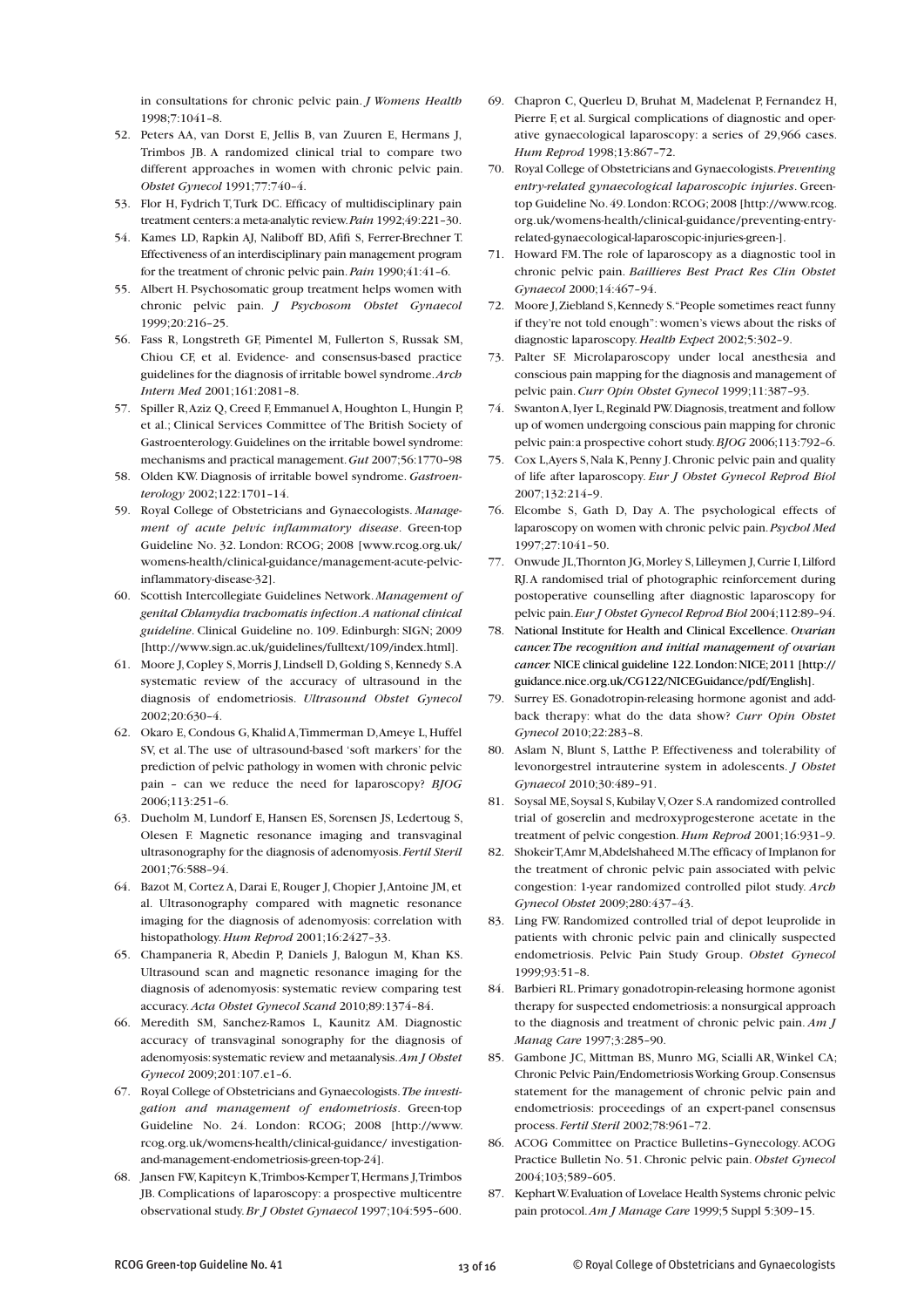in consultations for chronic pelvic pain. *J Womens Health* 1998;7:1041–8.

52. Peters AA, van Dorst E, Jellis B, van Zuuren E, Hermans J, Trimbos JB. A randomized clinical trial to compare two different approaches in women with chronic pelvic pain. *Obstet Gynecol* 1991;77:740–4.
53. Flor H, Fydrich T, Turk DC. Efficacy of multidisciplinary pain treatment centers: a meta-analytic review. *Pain* 1992;49:221–30.
54. Kames LD, Rapkin AJ, Naliboff BD, Afifi S, Ferrer-Brechner T. Effectiveness of an interdisciplinary pain management program for the treatment of chronic pelvic pain. *Pain* 1990;41:41–6.
55. Albert H. Psychosomatic group treatment helps women with chronic pelvic pain. *J Psychosom Obstet Gynaecol* 1999;20:216–25.
56. Fass R, Longstreth GF, Pimentel M, Fullerton S, Russak SM, Chiou CF, et al. Evidence- and consensus-based practice guidelines for the diagnosis of irritable bowel syndrome. *Arch Intern Med* 2001;161:2081–8.
57. Spiller R, Aziz Q, Creed F, Emmanuel A, Houghton L, Hungin P, et al.; Clinical Services Committee of The British Society of Gastroenterology. Guidelines on the irritable bowel syndrome: mechanisms and practical management. *Gut* 2007;56:1770–98
58. Olden KW. Diagnosis of irritable bowel syndrome. *Gastroenterology* 2002;122:1701–14.
59. Royal College of Obstetricians and Gynaecologists. *Management of acute pelvic inflammatory disease*. Green-top Guideline No. 32. London: RCOG; 2008 [www.rcog.org.uk/womens-health/clinical-guidance/management-acute-pelvic-inflammatory-disease-32].
60. Scottish Intercollegiate Guidelines Network. *Management of genital Chlamydia trachomatis infection. A national clinical guideline*. Clinical Guideline no. 109. Edinburgh: SIGN; 2009 [http://www.sign.ac.uk/guidelines/fulltext/109/index.html].
61. Moore J, Copley S, Morris J, Lindsell D, Golding S, Kennedy S. A systematic review of the accuracy of ultrasound in the diagnosis of endometriosis. *Ultrasound Obstet Gynecol* 2002;20:630–4.
62. Okaro E, Condous G, Khalid A, Timmerman D, Ameye L, Huffel SV, et al. The use of ultrasound-based 'soft markers' for the prediction of pelvic pathology in women with chronic pelvic pain – can we reduce the need for laparoscopy? *BJOG* 2006;113:251–6.
63. Dueholm M, Lundorf E, Hansen ES, Sorensen JS, Ledertoug S, Olesen F. Magnetic resonance imaging and transvaginal ultrasonography for the diagnosis of adenomyosis. *Fertil Steril* 2001;76:588–94.
64. Bazot M, Cortez A, Darai E, Rouger J, Chopier J, Antoine JM, et al. Ultrasonography compared with magnetic resonance imaging for the diagnosis of adenomyosis: correlation with histopathology. *Hum Reprod* 2001;16:2427–33.
65. Champaneria R, Abedin P, Daniels J, Balogun M, Khan KS. Ultrasound scan and magnetic resonance imaging for the diagnosis of adenomyosis: systematic review comparing test accuracy. *Acta Obstet Gynecol Scand* 2010;89:1374–84.
66. Meredith SM, Sanchez-Ramos L, Kaunitz AM. Diagnostic accuracy of transvaginal sonography for the diagnosis of adenomyosis: systematic review and metaanalysis. *Am J Obstet Gynecol* 2009;201:107.e1–6.
67. Royal College of Obstetricians and Gynaecologists. *The investigation and management of endometriosis*. Green-top Guideline No. 24. London: RCOG; 2008 [http://www.rcog.org.uk/womens-health/clinical-guidance/ investigation-and-management-endometriosis-green-top-24].
68. Jansen FW, Kapiteyn K, Trimbos-Kemper T, Hermans J, Trimbos JB. Complications of laparoscopy: a prospective multicentre observational study. *Br J Obstet Gynaecol* 1997;104:595–600.
69. Chapron C, Querleu D, Bruhat M, Madelenat P, Fernandez H, Pierre F, et al. Surgical complications of diagnostic and operative gynaecological laparoscopy: a series of 29,966 cases. *Hum Reprod* 1998;13:867–72.
70. Royal College of Obstetricians and Gynaecologists. *Preventing entry-related gynaecological laparoscopic injuries*. Green-top Guideline No. 49. London: RCOG; 2008 [http://www.rcog.org.uk/womens-health/clinical-guidance/preventing-entry-related-gynaecological-laparoscopic-injuries-green-].
71. Howard FM. The role of laparoscopy as a diagnostic tool in chronic pelvic pain. *Baillieres Best Pract Res Clin Obstet Gynaecol* 2000;14:467–94.
72. Moore J, Ziebland S, Kennedy S. "People sometimes react funny if they're not told enough": women's views about the risks of diagnostic laparoscopy. *Health Expect* 2002;5:302–9.
73. Palter SF. Microlaparoscopy under local anesthesia and conscious pain mapping for the diagnosis and management of pelvic pain. *Curr Opin Obstet Gynecol* 1999;11:387–93.
74. Swanton A, Iyer L, Reginald PW. Diagnosis, treatment and follow up of women undergoing conscious pain mapping for chronic pelvic pain: a prospective cohort study. *BJOG* 2006;113:792–6.
75. Cox L, Ayers S, Nala K, Penny J. Chronic pelvic pain and quality of life after laparoscopy. *Eur J Obstet Gynecol Reprod Biol* 2007;132:214–9.
76. Elcombe S, Gath D, Day A. The psychological effects of laparoscopy on women with chronic pelvic pain. *Psychol Med* 1997;27:1041–50.
77. Onwude JL, Thornton JG, Morley S, Lilleymen J, Currie I, Lilford RJ. A randomised trial of photographic reinforcement during postoperative counselling after diagnostic laparoscopy for pelvic pain. *Eur J Obstet Gynecol Reprod Biol* 2004;112:89–94.
78. National Institute for Health and Clinical Excellence. *Ovarian cancer. The recognition and initial management of ovarian cancer.* NICE clinical guideline 122. London: NICE; 2011 [http://guidance.nice.org.uk/CG122/NICEGuidance/pdf/English].
79. Surrey ES. Gonadotropin-releasing hormone agonist and add-back therapy: what do the data show? *Curr Opin Obstet Gynecol* 2010;22:283–8.
80. Aslam N, Blunt S, Latthe P. Effectiveness and tolerability of levonorgestrel intrauterine system in adolescents. *J Obstet Gynaecol* 2010;30:489–91.
81. Soysal ME, Soysal S, Kubilay V, Ozer S. A randomized controlled trial of goserelin and medroxyprogesterone acetate in the treatment of pelvic congestion. *Hum Reprod* 2001;16:931–9.
82. Shokeir T, Amr M, Abdelshaheed M. The efficacy of Implanon for the treatment of chronic pelvic pain associated with pelvic congestion: 1-year randomized controlled pilot study. *Arch Gynecol Obstet* 2009;280:437–43.
83. Ling FW. Randomized controlled trial of depot leuprolide in patients with chronic pelvic pain and clinically suspected endometriosis. Pelvic Pain Study Group. *Obstet Gynecol* 1999;93:51–8.
84. Barbieri RL. Primary gonadotropin-releasing hormone agonist therapy for suspected endometriosis: a nonsurgical approach to the diagnosis and treatment of chronic pelvic pain. *Am J Manag Care* 1997;3:285–90.
85. Gambone JC, Mittman BS, Munro MG, Scialli AR, Winkel CA; Chronic Pelvic Pain/Endometriosis Working Group. Consensus statement for the management of chronic pelvic pain and endometriosis: proceedings of an expert-panel consensus process. *Fertil Steril* 2002;78:961–72.
86. ACOG Committee on Practice Bulletins–Gynecology. ACOG Practice Bulletin No. 51. Chronic pelvic pain. *Obstet Gynecol* 2004;103;589–605.
87. Kephart W. Evaluation of Lovelace Health Systems chronic pelvic pain protocol. *Am J Manage Care* 1999;5 Suppl 5:309–15.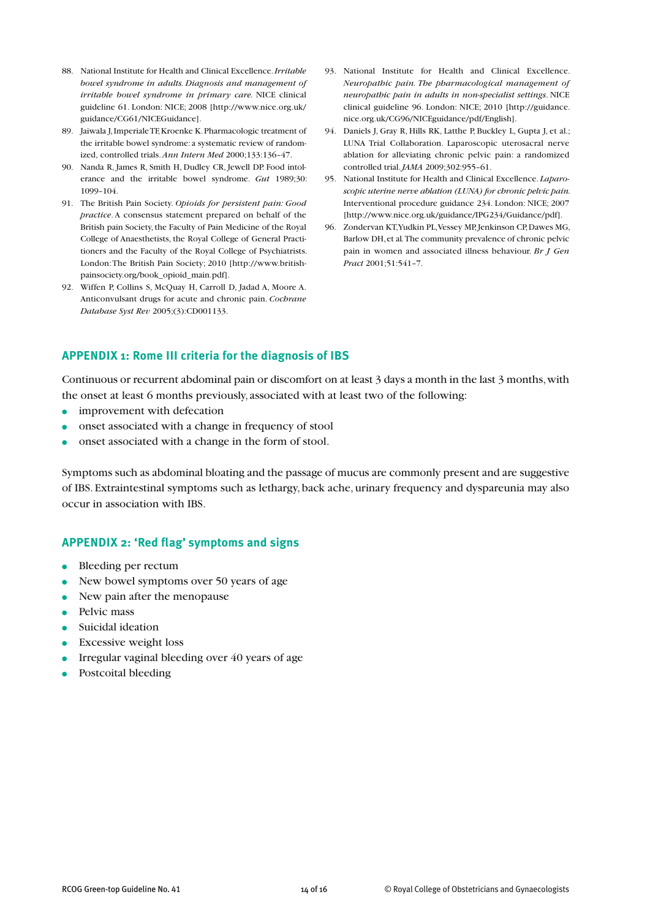88. National Institute for Health and Clinical Excellence. *Irritable bowel syndrome in adults. Diagnosis and management of irritable bowel syndrome in primary care.* NICE clinical guideline 61. London: NICE; 2008 [http://www.nice.org.uk/guidance/CG61/NICEGuidance].
89. Jaiwala J, Imperiale TF, Kroenke K. Pharmacologic treatment of the irritable bowel syndrome: a systematic review of randomized, controlled trials. *Ann Intern Med* 2000;133:136–47.
90. Nanda R, James R, Smith H, Dudley CR, Jewell DP. Food intolerance and the irritable bowel syndrome. *Gut* 1989;30:1099–104.
91. The British Pain Society. *Opioids for persistent pain: Good practice.* A consensus statement prepared on behalf of the British pain Society, the Faculty of Pain Medicine of the Royal College of Anaesthetists, the Royal College of General Practitioners and the Faculty of the Royal College of Psychiatrists. London: The British Pain Society; 2010 [http://www.britishpainsociety.org/book_opioid_main.pdf].
92. Wiffen P, Collins S, McQuay H, Carroll D, Jadad A, Moore A. Anticonvulsant drugs for acute and chronic pain. *Cochrane Database Syst Rev* 2005;(3):CD001133.
93. National Institute for Health and Clinical Excellence. *Neuropathic pain. The pharmacological management of neuropathic pain in adults in non-specialist settings*. NICE clinical guideline 96. London: NICE; 2010 [http://guidance.nice.org.uk/CG96/NICEguidance/pdf/English].
94. Daniels J, Gray R, Hills RK, Latthe P, Buckley L, Gupta J, et al.; LUNA Trial Collaboration. Laparoscopic uterosacral nerve ablation for alleviating chronic pelvic pain: a randomized controlled trial. *JAMA* 2009;302:955–61.
95. National Institute for Health and Clinical Excellence. *Laparoscopic uterine nerve ablation (LUNA) for chronic pelvic pain.* Interventional procedure guidance 234. London: NICE; 2007 [http://www.nice.org.uk/guidance/IPG234/Guidance/pdf].
96. Zondervan KT, Yudkin PL, Vessey MP, Jenkinson CP, Dawes MG, Barlow DH, et al. The community prevalence of chronic pelvic pain in women and associated illness behaviour. *Br J Gen Pract* 2001;51:541–7.

## APPENDIX 1: Rome III criteria for the diagnosis of IBS

Continuous or recurrent abdominal pain or discomfort on at least 3 days a month in the last 3 months, with the onset at least 6 months previously, associated with at least two of the following:

- improvement with defecation
- onset associated with a change in frequency of stool
- onset associated with a change in the form of stool.

Symptoms such as abdominal bloating and the passage of mucus are commonly present and are suggestive of IBS. Extraintestinal symptoms such as lethargy, back ache, urinary frequency and dyspareunia may also occur in association with IBS.

## APPENDIX 2: 'Red flag' symptoms and signs

- Bleeding per rectum
- New bowel symptoms over 50 years of age
- New pain after the menopause
- Pelvic mass
- Suicidal ideation
- Excessive weight loss
- Irregular vaginal bleeding over 40 years of age
- Postcoital bleeding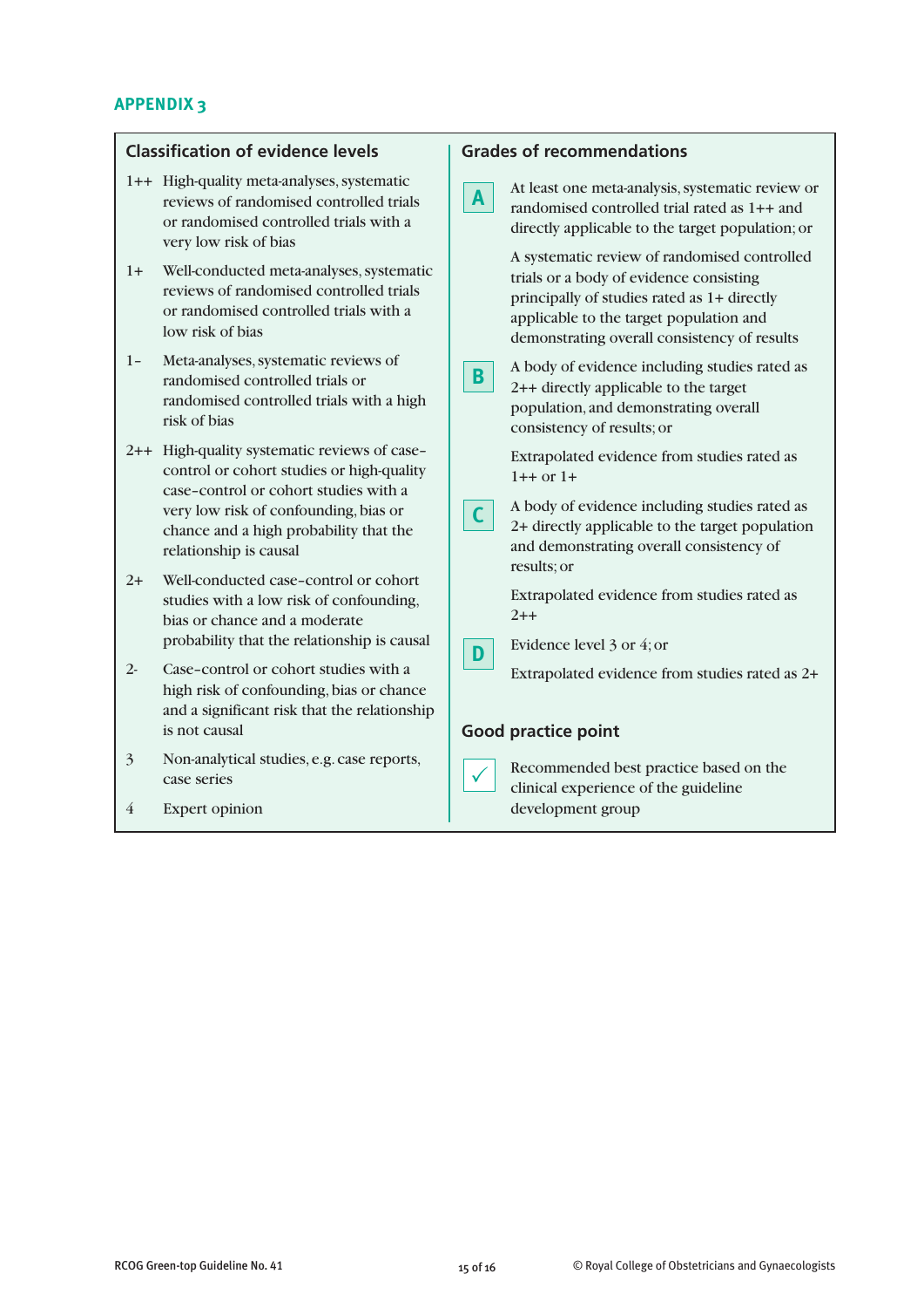## APPENDIX 3

### Classification of evidence levels

1++ High-quality meta-analyses, systematic reviews of randomised controlled trials or randomised controlled trials with a very low risk of bias

1+ Well-conducted meta-analyses, systematic reviews of randomised controlled trials or randomised controlled trials with a low risk of bias

1– Meta-analyses, systematic reviews of randomised controlled trials or randomised controlled trials with a high risk of bias

2++ High-quality systematic reviews of case–control or cohort studies or high-quality case–control or cohort studies with a very low risk of confounding, bias or chance and a high probability that the relationship is causal

2+ Well-conducted case–control or cohort studies with a low risk of confounding, bias or chance and a moderate probability that the relationship is causal

2- Case–control or cohort studies with a high risk of confounding, bias or chance and a significant risk that the relationship is not causal

3 Non-analytical studies, e.g. case reports, case series

4 Expert opinion

### Grades of recommendations

**A** At least one meta-analysis, systematic review or randomised controlled trial rated as 1++ and directly applicable to the target population; or

A systematic review of randomised controlled trials or a body of evidence consisting principally of studies rated as 1+ directly applicable to the target population and demonstrating overall consistency of results

**B** A body of evidence including studies rated as 2++ directly applicable to the target population, and demonstrating overall consistency of results; or

Extrapolated evidence from studies rated as 1++ or 1+

**C** A body of evidence including studies rated as 2+ directly applicable to the target population and demonstrating overall consistency of results; or

Extrapolated evidence from studies rated as 2++

**D** Evidence level 3 or 4; or

Extrapolated evidence from studies rated as 2+

### Good practice point

✓ Recommended best practice based on the clinical experience of the guideline development group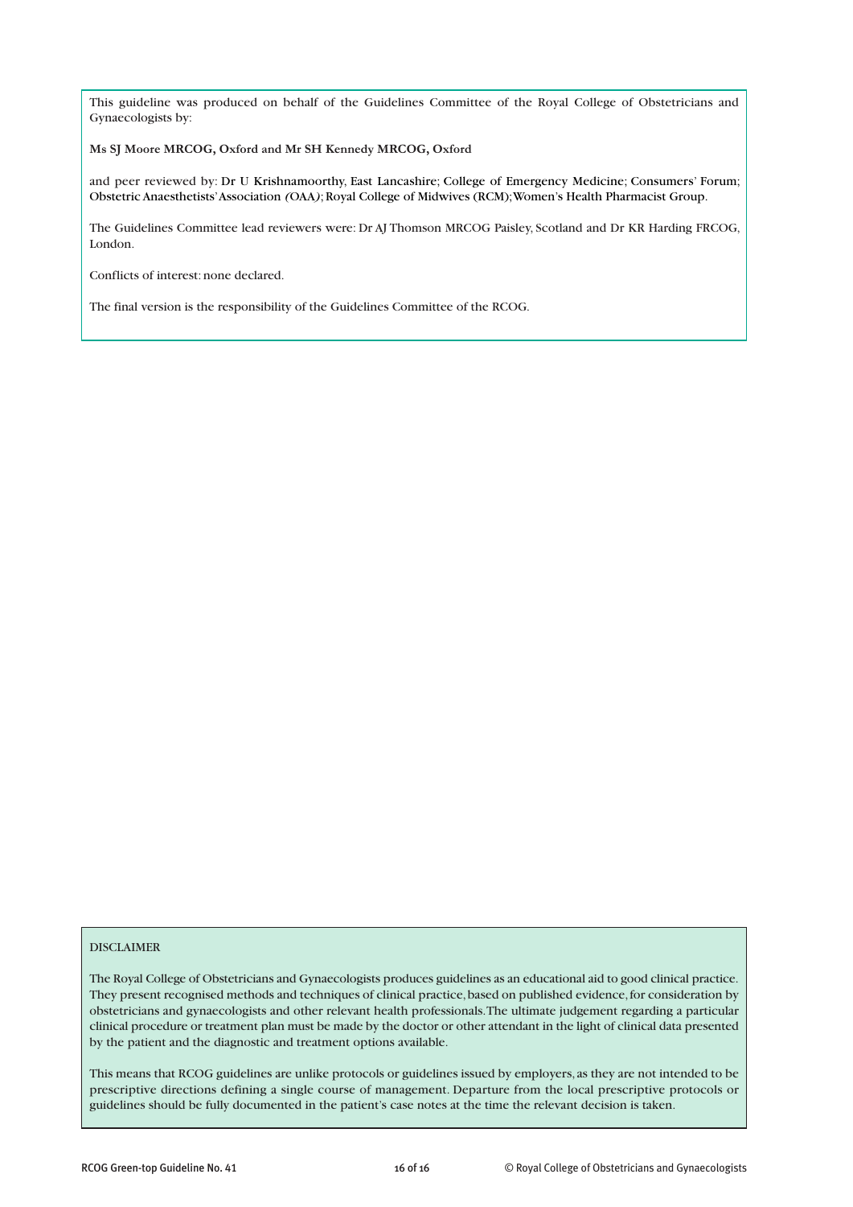This guideline was produced on behalf of the Guidelines Committee of the Royal College of Obstetricians and Gynaecologists by:

**Ms SJ Moore MRCOG, Oxford and Mr SH Kennedy MRCOG, Oxford**

and peer reviewed by: Dr U Krishnamoorthy, East Lancashire; College of Emergency Medicine; Consumers' Forum; Obstetric Anaesthetists' Association *(*OAA*)*; Royal College of Midwives (RCM); Women's Health Pharmacist Group.

The Guidelines Committee lead reviewers were: Dr AJ Thomson MRCOG Paisley, Scotland and Dr KR Harding FRCOG, London.

Conflicts of interest: none declared.

The final version is the responsibility of the Guidelines Committee of the RCOG.

DISCLAIMER

The Royal College of Obstetricians and Gynaecologists produces guidelines as an educational aid to good clinical practice. They present recognised methods and techniques of clinical practice, based on published evidence, for consideration by obstetricians and gynaecologists and other relevant health professionals. The ultimate judgement regarding a particular clinical procedure or treatment plan must be made by the doctor or other attendant in the light of clinical data presented by the patient and the diagnostic and treatment options available.

This means that RCOG guidelines are unlike protocols or guidelines issued by employers, as they are not intended to be prescriptive directions defining a single course of management. Departure from the local prescriptive protocols or guidelines should be fully documented in the patient's case notes at the time the relevant decision is taken.